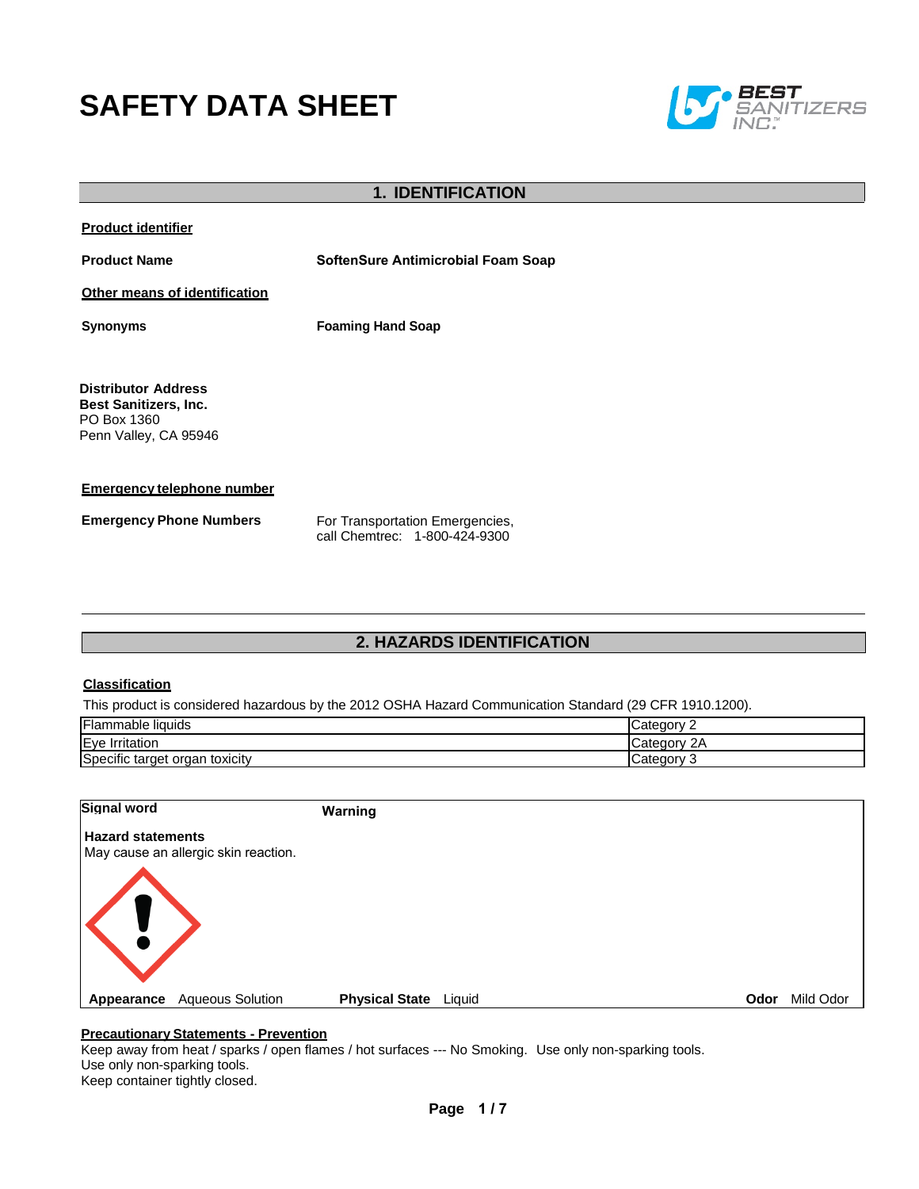# SAFETY DATA SHEET

## 1. IDENTIFICATION

**Product identifier**

**Product Name** **SoftenSure Antimicrobial Foam Soap**

**Other means of identification**

**Synonyms** **Foaming Hand Soap**

**Distributor Address**
**Best Sanitizers, Inc.**
PO Box 1360
Penn Valley, CA 95946

**Emergency telephone number**

**Emergency Phone Numbers** For Transportation Emergencies, call Chemtrec: 1-800-424-9300

## 2. HAZARDS IDENTIFICATION

**Classification**

This product is considered hazardous by the 2012 OSHA Hazard Communication Standard (29 CFR 1910.1200).

| Flammable liquids | Category 2 |
|---|---|
| Eye Irritation | Category 2A |
| Specific target organ toxicity | Category 3 |

**Signal word** **Warning**

**Hazard statements**
May cause an allergic skin reaction.

**Appearance** Aqueous Solution **Physical State** Liquid **Odor** Mild Odor

**Precautionary Statements - Prevention**
Keep away from heat / sparks / open flames / hot surfaces --- No Smoking. Use only non-sparking tools.
Use only non-sparking tools.
Keep container tightly closed.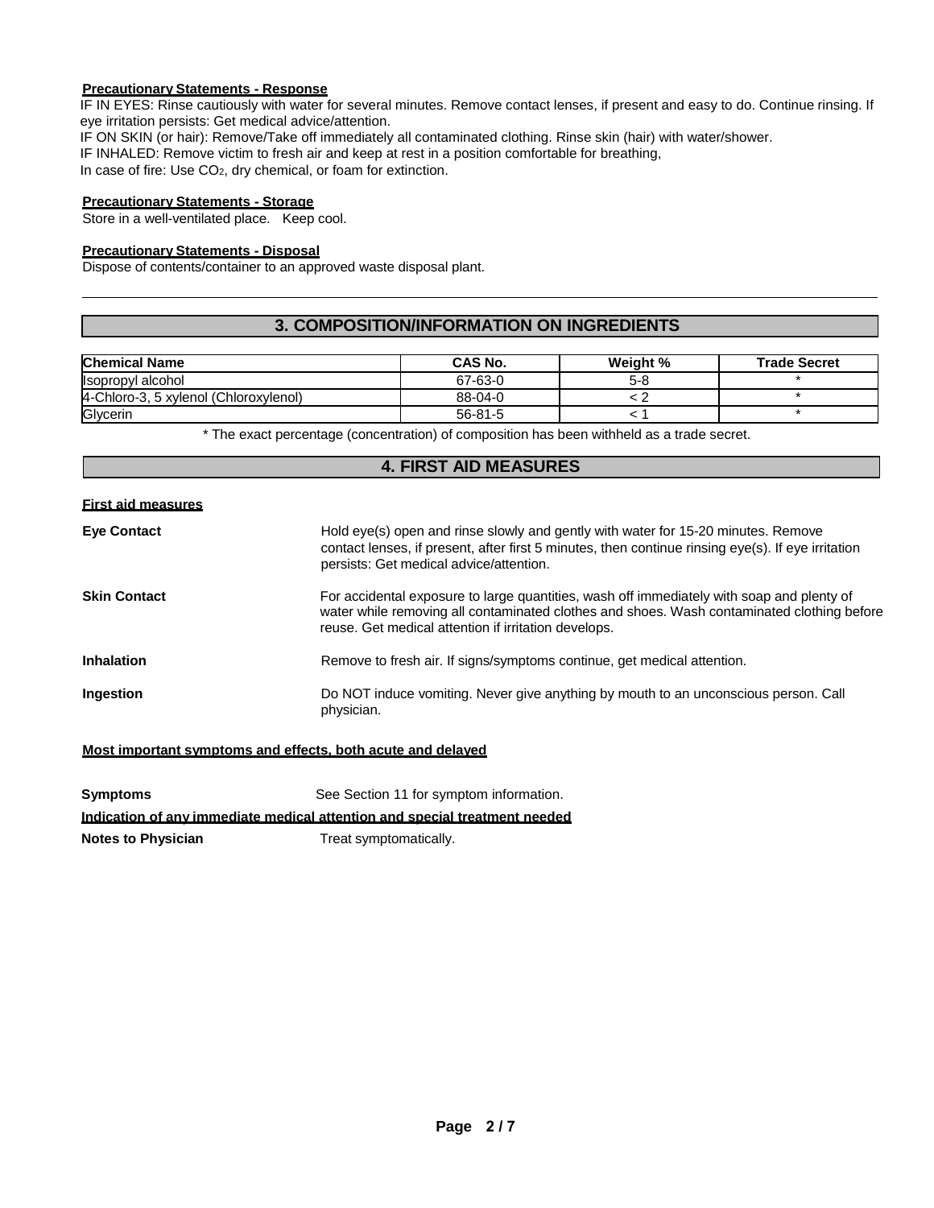**Precautionary Statements - Response**

IF IN EYES: Rinse cautiously with water for several minutes. Remove contact lenses, if present and easy to do. Continue rinsing. If eye irritation persists: Get medical advice/attention.
IF ON SKIN (or hair): Remove/Take off immediately all contaminated clothing. Rinse skin (hair) with water/shower.
IF INHALED: Remove victim to fresh air and keep at rest in a position comfortable for breathing,
In case of fire: Use $CO_2$, dry chemical, or foam for extinction.

**Precautionary Statements - Storage**

Store in a well-ventilated place. Keep cool.

**Precautionary Statements - Disposal**

Dispose of contents/container to an approved waste disposal plant.

## 3. COMPOSITION/INFORMATION ON INGREDIENTS

| Chemical Name | CAS No. | Weight % | Trade Secret |
|---|---|---|---|
| Isopropyl alcohol | 67-63-0 | 5-8 | * |
| 4-Chloro-3, 5 xylenol (Chloroxylenol) | 88-04-0 | < 2 | * |
| Glycerin | 56-81-5 | < 1 | * |

* The exact percentage (concentration) of composition has been withheld as a trade secret.

## 4. FIRST AID MEASURES

**First aid measures**

**Eye Contact**
Hold eye(s) open and rinse slowly and gently with water for 15-20 minutes. Remove contact lenses, if present, after first 5 minutes, then continue rinsing eye(s). If eye irritation persists: Get medical advice/attention.

**Skin Contact**
For accidental exposure to large quantities, wash off immediately with soap and plenty of water while removing all contaminated clothes and shoes. Wash contaminated clothing before reuse. Get medical attention if irritation develops.

**Inhalation**
Remove to fresh air. If signs/symptoms continue, get medical attention.

**Ingestion**
Do NOT induce vomiting. Never give anything by mouth to an unconscious person. Call physician.

**Most important symptoms and effects, both acute and delayed**

**Symptoms**
See Section 11 for symptom information.

**Indication of any immediate medical attention and special treatment needed**

**Notes to Physician**
Treat symptomatically.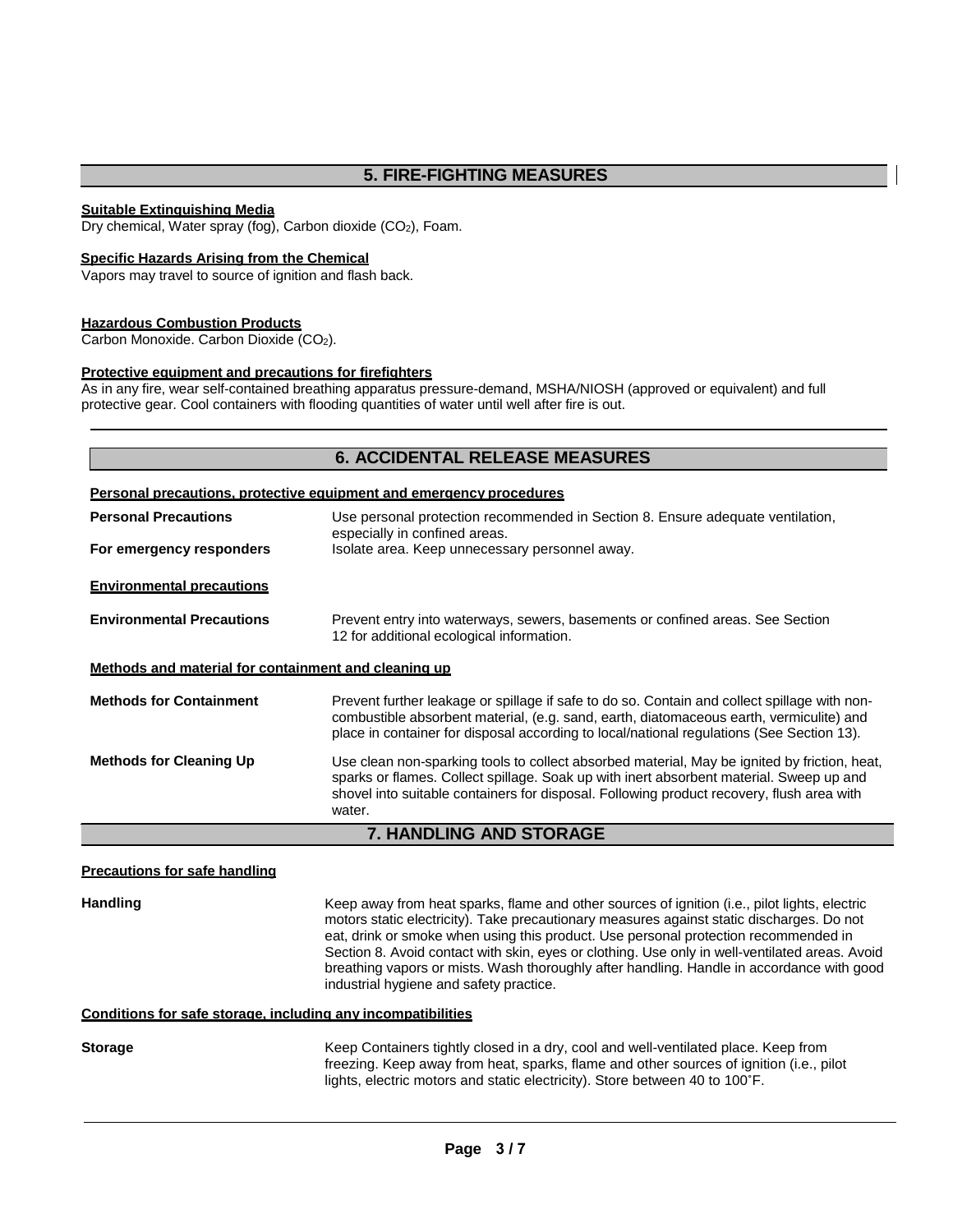## 5. FIRE-FIGHTING MEASURES

**Suitable Extinguishing Media**

Dry chemical, Water spray (fog), Carbon dioxide ($CO_2$), Foam.

**Specific Hazards Arising from the Chemical**

Vapors may travel to source of ignition and flash back.

**Hazardous Combustion Products**

Carbon Monoxide. Carbon Dioxide ($CO_2$).

**Protective equipment and precautions for firefighters**

As in any fire, wear self-contained breathing apparatus pressure-demand, MSHA/NIOSH (approved or equivalent) and full protective gear. Cool containers with flooding quantities of water until well after fire is out.

## 6. ACCIDENTAL RELEASE MEASURES

**Personal precautions, protective equipment and emergency procedures**

**Personal Precautions** — Use personal protection recommended in Section 8. Ensure adequate ventilation, especially in confined areas.

**For emergency responders** — Isolate area. Keep unnecessary personnel away.

**Environmental precautions**

**Environmental Precautions** — Prevent entry into waterways, sewers, basements or confined areas. See Section 12 for additional ecological information.

**Methods and material for containment and cleaning up**

**Methods for Containment** — Prevent further leakage or spillage if safe to do so. Contain and collect spillage with non-combustible absorbent material, (e.g. sand, earth, diatomaceous earth, vermiculite) and place in container for disposal according to local/national regulations (See Section 13).

**Methods for Cleaning Up** — Use clean non-sparking tools to collect absorbed material, May be ignited by friction, heat, sparks or flames. Collect spillage. Soak up with inert absorbent material. Sweep up and shovel into suitable containers for disposal. Following product recovery, flush area with water.

## 7. HANDLING AND STORAGE

**Precautions for safe handling**

**Handling** — Keep away from heat sparks, flame and other sources of ignition (i.e., pilot lights, electric motors static electricity). Take precautionary measures against static discharges. Do not eat, drink or smoke when using this product. Use personal protection recommended in Section 8. Avoid contact with skin, eyes or clothing. Use only in well-ventilated areas. Avoid breathing vapors or mists. Wash thoroughly after handling. Handle in accordance with good industrial hygiene and safety practice.

**Conditions for safe storage, including any incompatibilities**

**Storage** — Keep Containers tightly closed in a dry, cool and well-ventilated place. Keep from freezing. Keep away from heat, sparks, flame and other sources of ignition (i.e., pilot lights, electric motors and static electricity). Store between 40 to 100˚F.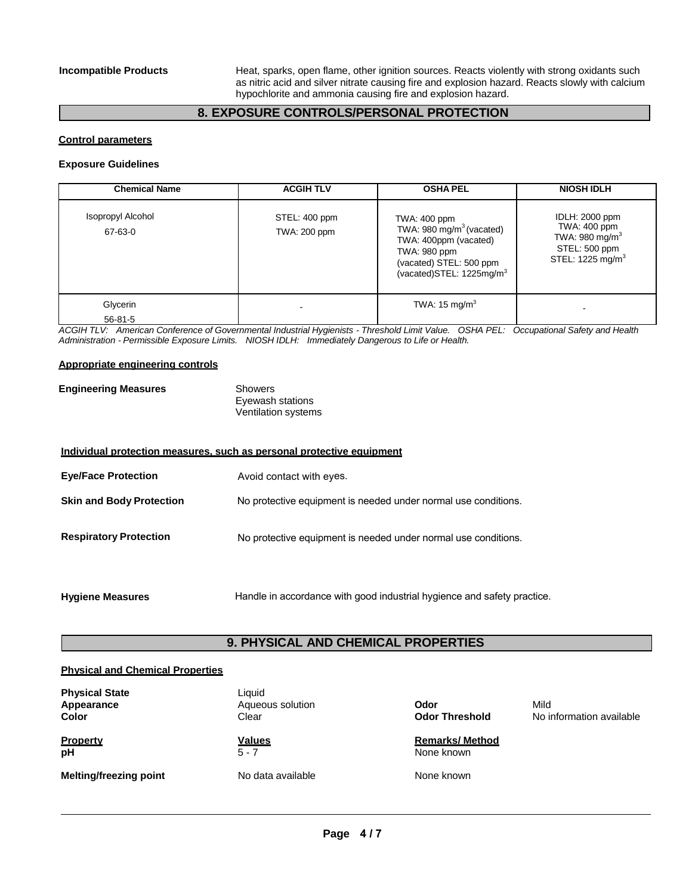**Incompatible Products** Heat, sparks, open flame, other ignition sources. Reacts violently with strong oxidants such as nitric acid and silver nitrate causing fire and explosion hazard. Reacts slowly with calcium hypochlorite and ammonia causing fire and explosion hazard.

## 8. EXPOSURE CONTROLS/PERSONAL PROTECTION

### Control parameters

**Exposure Guidelines**

| Chemical Name | ACGIH TLV | OSHA PEL | NIOSH IDLH |
|---|---|---|---|
| Isopropyl Alcohol<br>67-63-0 | STEL: 400 ppm<br>TWA: 200 ppm | TWA: 400 ppm<br>TWA: 980 mg/m$^3$ (vacated)<br>TWA: 400ppm (vacated)<br>TWA: 980 ppm<br>(vacated) STEL: 500 ppm<br>(vacated)STEL: 1225mg/m$^3$ | IDLH: 2000 ppm<br>TWA: 400 ppm<br>TWA: 980 mg/m$^3$<br>STEL: 500 ppm<br>STEL: 1225 mg/m$^3$ |
| Glycerin<br>56-81-5 | - | TWA: 15 mg/m$^3$ | - |

*ACGIH TLV: American Conference of Governmental Industrial Hygienists - Threshold Limit Value. OSHA PEL: Occupational Safety and Health Administration - Permissible Exposure Limits. NIOSH IDLH: Immediately Dangerous to Life or Health.*

### Appropriate engineering controls

**Engineering Measures**
- Showers
- Eyewash stations
- Ventilation systems

### Individual protection measures, such as personal protective equipment

**Eye/Face Protection** Avoid contact with eyes.

**Skin and Body Protection** No protective equipment is needed under normal use conditions.

**Respiratory Protection** No protective equipment is needed under normal use conditions.

**Hygiene Measures** Handle in accordance with good industrial hygiene and safety practice.

## 9. PHYSICAL AND CHEMICAL PROPERTIES

### Physical and Chemical Properties

**Physical State** Liquid
**Appearance** Aqueous solution
**Color** Clear
**Odor** Mild
**Odor Threshold** No information available

| Property | Values | Remarks/ Method |
|---|---|---|
| **pH** | 5 - 7 | None known |
| **Melting/freezing point** | No data available | None known |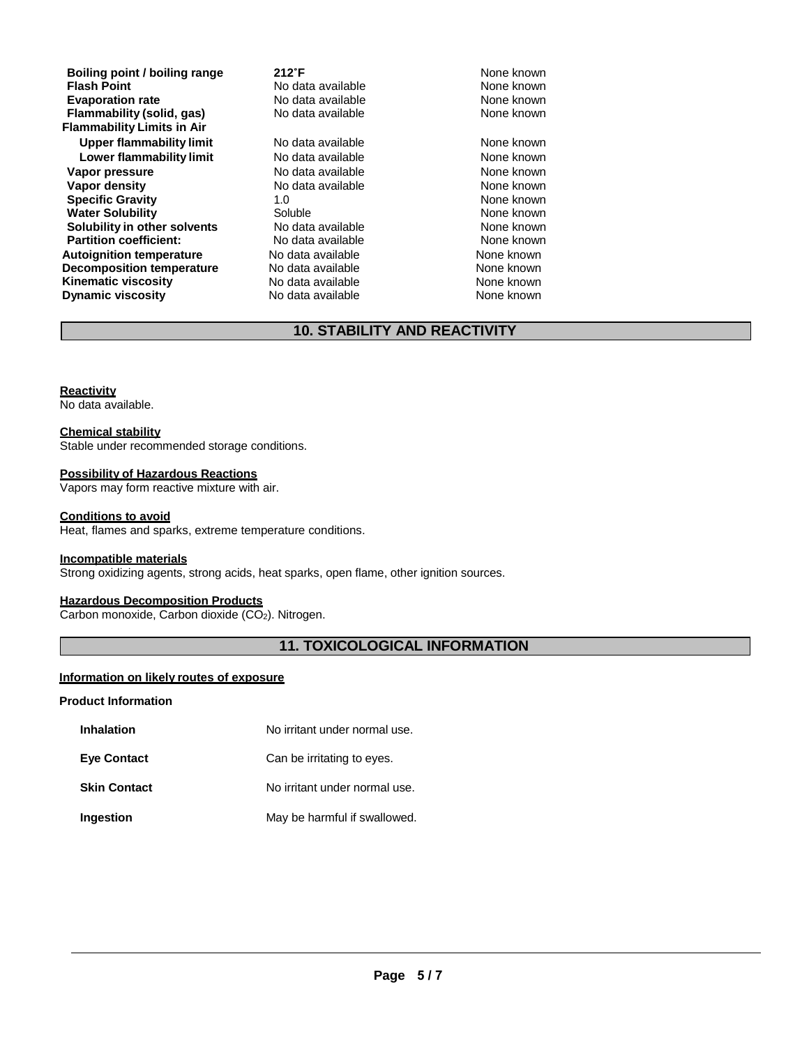| | | |
|---|---|---|
| **Boiling point / boiling range** | **212˚F** | None known |
| **Flash Point** | No data available | None known |
| **Evaporation rate** | No data available | None known |
| **Flammability (solid, gas)** | No data available | None known |
| **Flammability Limits in Air** | | |
| **Upper flammability limit** | No data available | None known |
| **Lower flammability limit** | No data available | None known |
| **Vapor pressure** | No data available | None known |
| **Vapor density** | No data available | None known |
| **Specific Gravity** | 1.0 | None known |
| **Water Solubility** | Soluble | None known |
| **Solubility in other solvents** | No data available | None known |
| **Partition coefficient:** | No data available | None known |
| **Autoignition temperature** | No data available | None known |
| **Decomposition temperature** | No data available | None known |
| **Kinematic viscosity** | No data available | None known |
| **Dynamic viscosity** | No data available | None known |

## 10. STABILITY AND REACTIVITY

**Reactivity**
No data available.

**Chemical stability**
Stable under recommended storage conditions.

**Possibility of Hazardous Reactions**
Vapors may form reactive mixture with air.

**Conditions to avoid**
Heat, flames and sparks, extreme temperature conditions.

**Incompatible materials**
Strong oxidizing agents, strong acids, heat sparks, open flame, other ignition sources.

**Hazardous Decomposition Products**
Carbon monoxide, Carbon dioxide ($CO_2$). Nitrogen.

## 11. TOXICOLOGICAL INFORMATION

**Information on likely routes of exposure**

**Product Information**

| | |
|---|---|
| **Inhalation** | No irritant under normal use. |
| **Eye Contact** | Can be irritating to eyes. |
| **Skin Contact** | No irritant under normal use. |
| **Ingestion** | May be harmful if swallowed. |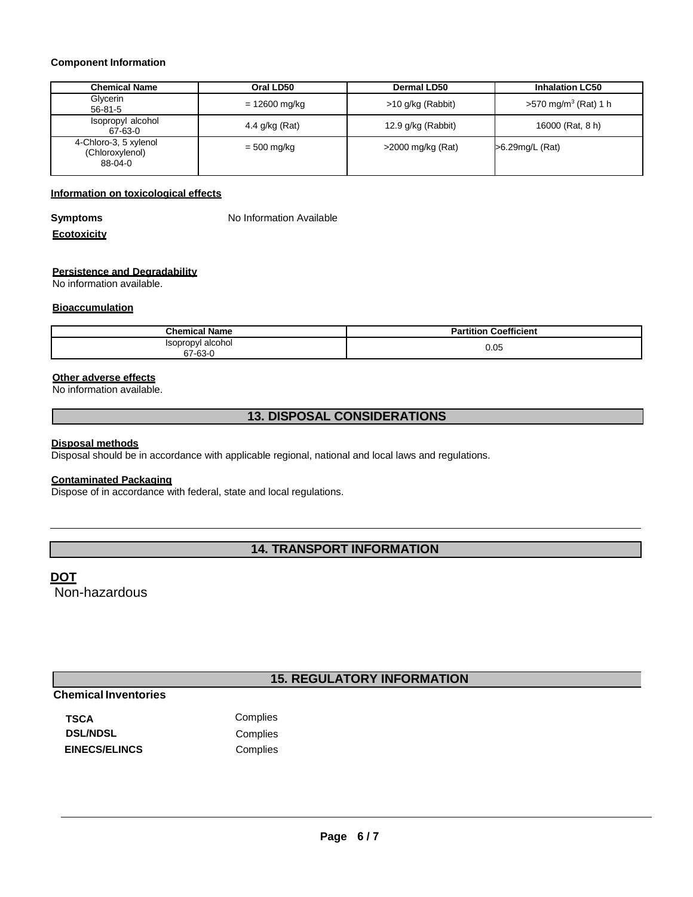**Component Information**

| Chemical Name | Oral LD50 | Dermal LD50 | Inhalation LC50 |
|---|---|---|---|
| Glycerin 56-81-5 | = 12600 mg/kg | >10 g/kg (Rabbit) | >570 mg/m$^3$ (Rat) 1 h |
| Isopropyl alcohol 67-63-0 | 4.4 g/kg (Rat) | 12.9 g/kg (Rabbit) | 16000 (Rat, 8 h) |
| 4-Chloro-3, 5 xylenol (Chloroxylenol) 88-04-0 | = 500 mg/kg | >2000 mg/kg (Rat) | >6.29mg/L (Rat) |

**Information on toxicological effects**

**Symptoms** No Information Available

**Ecotoxicity**

**Persistence and Degradability**

No information available.

**Bioaccumulation**

| Chemical Name | Partition Coefficient |
|---|---|
| Isopropyl alcohol 67-63-0 | 0.05 |

**Other adverse effects**

No information available.

## 13. DISPOSAL CONSIDERATIONS

**Disposal methods**

Disposal should be in accordance with applicable regional, national and local laws and regulations.

**Contaminated Packaging**

Dispose of in accordance with federal, state and local regulations.

## 14. TRANSPORT INFORMATION

**DOT**

Non-hazardous

## 15. REGULATORY INFORMATION

**Chemical Inventories**

**TSCA** Complies

**DSL/NDSL** Complies

**EINECS/ELINCS** Complies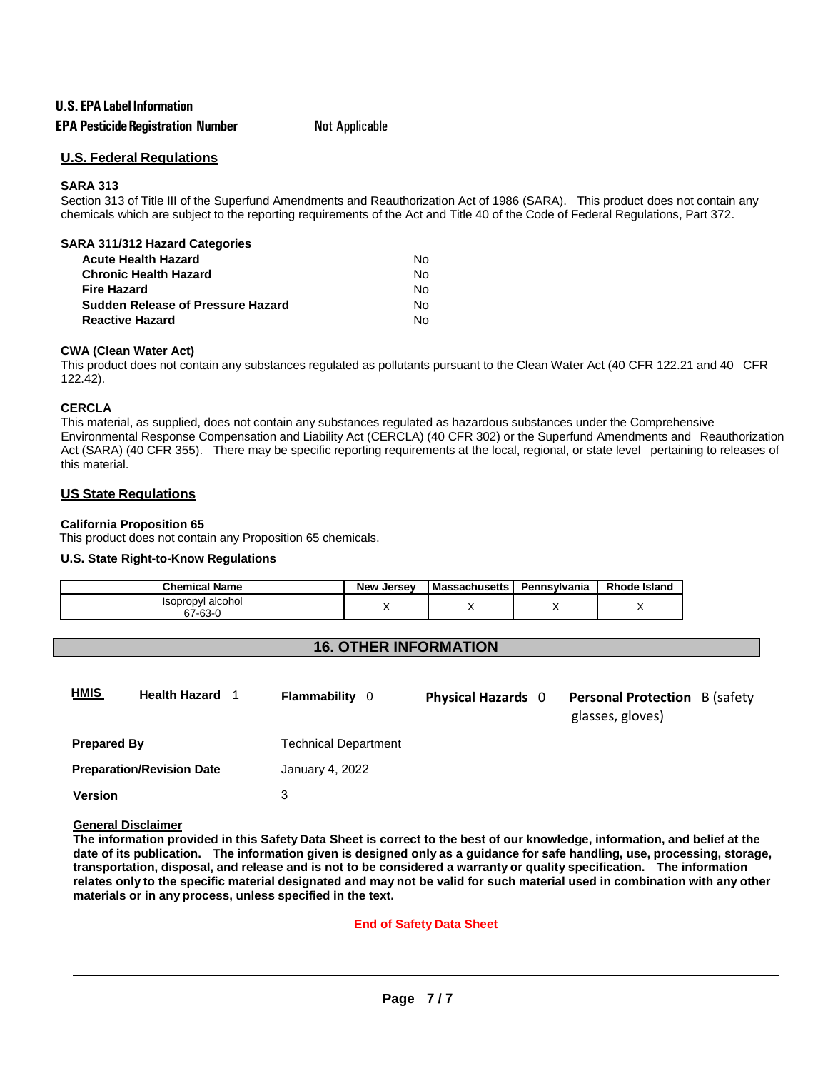**U.S. EPA Label Information**

**EPA Pesticide Registration Number** Not Applicable

## U.S. Federal Regulations

**SARA 313**

Section 313 of Title III of the Superfund Amendments and Reauthorization Act of 1986 (SARA). This product does not contain any chemicals which are subject to the reporting requirements of the Act and Title 40 of the Code of Federal Regulations, Part 372.

**SARA 311/312 Hazard Categories**

| | |
|---|---|
| **Acute Health Hazard** | No |
| **Chronic Health Hazard** | No |
| **Fire Hazard** | No |
| **Sudden Release of Pressure Hazard** | No |
| **Reactive Hazard** | No |

**CWA (Clean Water Act)**

This product does not contain any substances regulated as pollutants pursuant to the Clean Water Act (40 CFR 122.21 and 40 CFR 122.42).

**CERCLA**

This material, as supplied, does not contain any substances regulated as hazardous substances under the Comprehensive Environmental Response Compensation and Liability Act (CERCLA) (40 CFR 302) or the Superfund Amendments and Reauthorization Act (SARA) (40 CFR 355). There may be specific reporting requirements at the local, regional, or state level pertaining to releases of this material.

## US State Regulations

**California Proposition 65**

This product does not contain any Proposition 65 chemicals.

**U.S. State Right-to-Know Regulations**

| Chemical Name | New Jersey | Massachusetts | Pennsylvania | Rhode Island |
|---|---|---|---|---|
| Isopropyl alcohol 67-63-0 | X | X | X | X |

## 16. OTHER INFORMATION

| | | | | |
|---|---|---|---|---|
| **HMIS** | **Health Hazard** 1 | **Flammability** 0 | **Physical Hazards** 0 | **Personal Protection** B (safety glasses, gloves) |

**Prepared By** Technical Department

**Preparation/Revision Date** January 4, 2022

**Version** 3

**General Disclaimer**

**The information provided in this Safety Data Sheet is correct to the best of our knowledge, information, and belief at the date of its publication. The information given is designed only as a guidance for safe handling, use, processing, storage, transportation, disposal, and release and is not to be considered a warranty or quality specification. The information relates only to the specific material designated and may not be valid for such material used in combination with any other materials or in any process, unless specified in the text.**

**End of Safety Data Sheet**